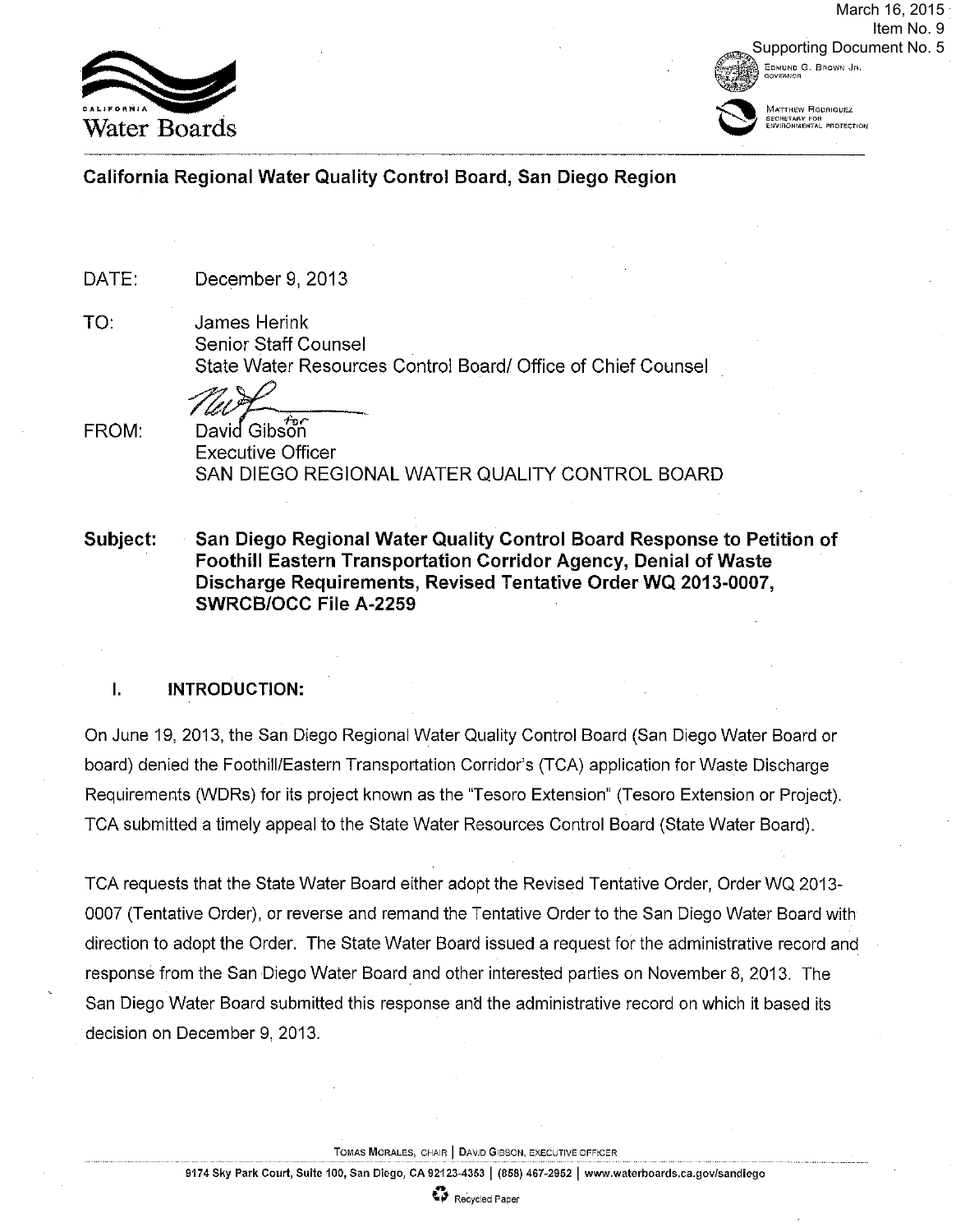March 16, 2015
Item No. 9
Supporting Document No. 5

CALIFORNIA Water Boards

EDMUND G. BROWN JR.
GOVERNOR

MATTHEW RODRIQUEZ
SECRETARY FOR
ENVIRONMENTAL PROTECTION

**California Regional Water Quality Control Board, San Diego Region**

DATE: December 9, 2013

TO: James Herink
Senior Staff Counsel
State Water Resources Control Board/ Office of Chief Counsel

FROM: David Gibson
Executive Officer
SAN DIEGO REGIONAL WATER QUALITY CONTROL BOARD

**Subject: San Diego Regional Water Quality Control Board Response to Petition of Foothill Eastern Transportation Corridor Agency, Denial of Waste Discharge Requirements, Revised Tentative Order WQ 2013-0007, SWRCB/OCC File A-2259**

## I. INTRODUCTION:

On June 19, 2013, the San Diego Regional Water Quality Control Board (San Diego Water Board or board) denied the Foothill/Eastern Transportation Corridor's (TCA) application for Waste Discharge Requirements (WDRs) for its project known as the "Tesoro Extension" (Tesoro Extension or Project). TCA submitted a timely appeal to the State Water Resources Control Board (State Water Board).

TCA requests that the State Water Board either adopt the Revised Tentative Order, Order WQ 2013-0007 (Tentative Order), or reverse and remand the Tentative Order to the San Diego Water Board with direction to adopt the Order. The State Water Board issued a request for the administrative record and response from the San Diego Water Board and other interested parties on November 8, 2013. The San Diego Water Board submitted this response and the administrative record on which it based its decision on December 9, 2013.

TOMAS MORALES, CHAIR | DAVID GIBSON, EXECUTIVE OFFICER

9174 Sky Park Court, Suite 100, San Diego, CA 92123-4353 | (858) 467-2952 | www.waterboards.ca.gov/sandiego

Recycled Paper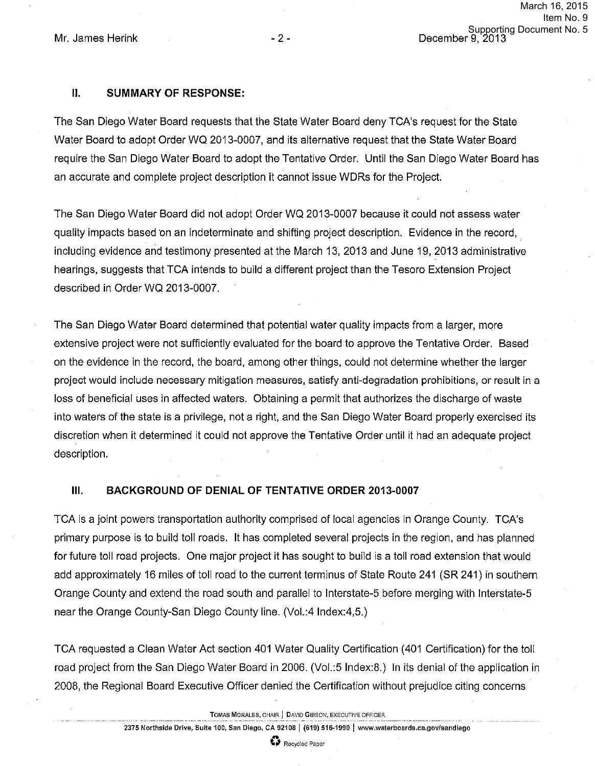## II. SUMMARY OF RESPONSE:

The San Diego Water Board requests that the State Water Board deny TCA's request for the State Water Board to adopt Order WQ 2013-0007, and its alternative request that the State Water Board require the San Diego Water Board to adopt the Tentative Order. Until the San Diego Water Board has an accurate and complete project description it cannot issue WDRs for the Project.

The San Diego Water Board did not adopt Order WQ 2013-0007 because it could not assess water quality impacts based on an indeterminate and shifting project description. Evidence in the record, including evidence and testimony presented at the March 13, 2013 and June 19, 2013 administrative hearings, suggests that TCA intends to build a different project than the Tesoro Extension Project described in Order WQ 2013-0007.

The San Diego Water Board determined that potential water quality impacts from a larger, more extensive project were not sufficiently evaluated for the board to approve the Tentative Order. Based on the evidence in the record, the board, among other things, could not determine whether the larger project would include necessary mitigation measures, satisfy anti-degradation prohibitions, or result in a loss of beneficial uses in affected waters. Obtaining a permit that authorizes the discharge of waste into waters of the state is a privilege, not a right, and the San Diego Water Board properly exercised its discretion when it determined it could not approve the Tentative Order until it had an adequate project description.

## III. BACKGROUND OF DENIAL OF TENTATIVE ORDER 2013-0007

TCA is a joint powers transportation authority comprised of local agencies in Orange County. TCA's primary purpose is to build toll roads. It has completed several projects in the region, and has planned for future toll road projects. One major project it has sought to build is a toll road extension that would add approximately 16 miles of toll road to the current terminus of State Route 241 (SR 241) in southern Orange County and extend the road south and parallel to Interstate-5 before merging with Interstate-5 near the Orange County-San Diego County line. (Vol.:4 Index:4,5.)

TCA requested a Clean Water Act section 401 Water Quality Certification (401 Certification) for the toll road project from the San Diego Water Board in 2006. (Vol.:5 Index:8.) In its denial of the application in 2008, the Regional Board Executive Officer denied the Certification without prejudice citing concerns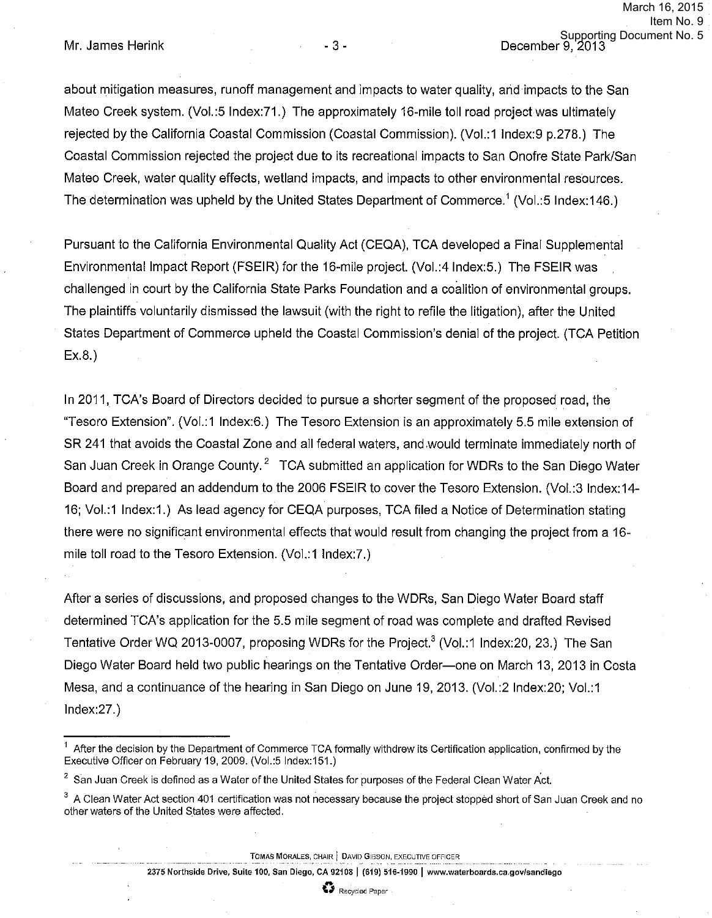about mitigation measures, runoff management and impacts to water quality, and impacts to the San Mateo Creek system. (Vol.:5 Index:71.) The approximately 16-mile toll road project was ultimately rejected by the California Coastal Commission (Coastal Commission). (Vol.:1 Index:9 p.278.) The Coastal Commission rejected the project due to its recreational impacts to San Onofre State Park/San Mateo Creek, water quality effects, wetland impacts, and impacts to other environmental resources. The determination was upheld by the United States Department of Commerce.[1] (Vol.:5 Index:146.)

Pursuant to the California Environmental Quality Act (CEQA), TCA developed a Final Supplemental Environmental Impact Report (FSEIR) for the 16-mile project. (Vol.:4 Index:5.) The FSEIR was challenged in court by the California State Parks Foundation and a coalition of environmental groups. The plaintiffs voluntarily dismissed the lawsuit (with the right to refile the litigation), after the United States Department of Commerce upheld the Coastal Commission's denial of the project. (TCA Petition Ex.8.)

In 2011, TCA's Board of Directors decided to pursue a shorter segment of the proposed road, the "Tesoro Extension". (Vol.:1 Index:6.) The Tesoro Extension is an approximately 5.5 mile extension of SR 241 that avoids the Coastal Zone and all federal waters, and would terminate immediately north of San Juan Creek in Orange County.[2] TCA submitted an application for WDRs to the San Diego Water Board and prepared an addendum to the 2006 FSEIR to cover the Tesoro Extension. (Vol.:3 Index:14-16; Vol.:1 Index:1.) As lead agency for CEQA purposes, TCA filed a Notice of Determination stating there were no significant environmental effects that would result from changing the project from a 16-mile toll road to the Tesoro Extension. (Vol.:1 Index:7.)

After a series of discussions, and proposed changes to the WDRs, San Diego Water Board staff determined TCA's application for the 5.5 mile segment of road was complete and drafted Revised Tentative Order WQ 2013-0007, proposing WDRs for the Project.[3] (Vol.:1 Index:20, 23.) The San Diego Water Board held two public hearings on the Tentative Order—one on March 13, 2013 in Costa Mesa, and a continuance of the hearing in San Diego on June 19, 2013. (Vol.:2 Index:20; Vol.:1 Index:27.)

---

[1] After the decision by the Department of Commerce TCA formally withdrew its Certification application, confirmed by the Executive Officer on February 19, 2009. (Vol.:5 Index:151.)

[2] San Juan Creek is defined as a Water of the United States for purposes of the Federal Clean Water Act.

[3] A Clean Water Act section 401 certification was not necessary because the project stopped short of San Juan Creek and no other waters of the United States were affected.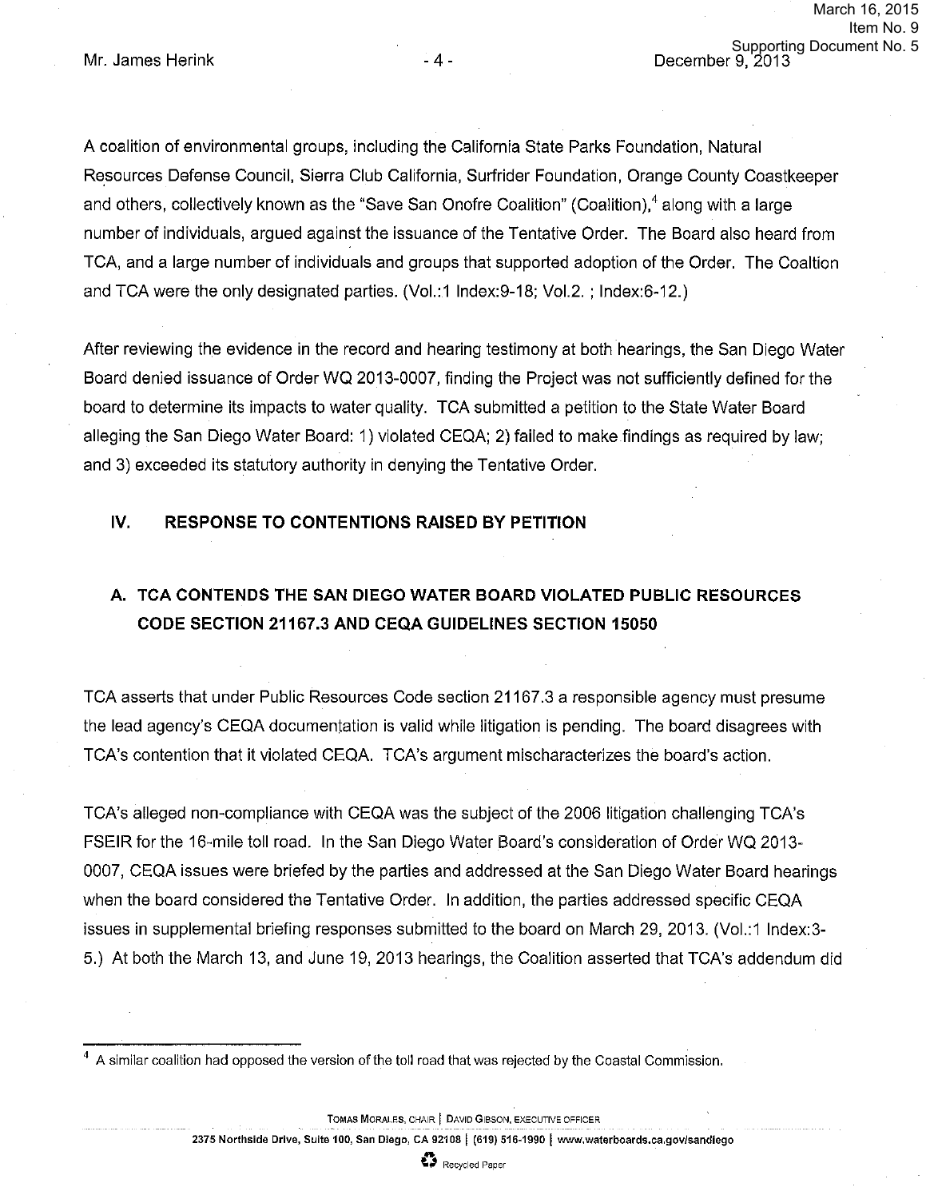A coalition of environmental groups, including the California State Parks Foundation, Natural Resources Defense Council, Sierra Club California, Surfrider Foundation, Orange County Coastkeeper and others, collectively known as the "Save San Onofre Coalition" (Coalition),[4] along with a large number of individuals, argued against the issuance of the Tentative Order. The Board also heard from TCA, and a large number of individuals and groups that supported adoption of the Order. The Coaltion and TCA were the only designated parties. (Vol.:1 Index:9-18; Vol.2. ; Index:6-12.)

After reviewing the evidence in the record and hearing testimony at both hearings, the San Diego Water Board denied issuance of Order WQ 2013-0007, finding the Project was not sufficiently defined for the board to determine its impacts to water quality. TCA submitted a petition to the State Water Board alleging the San Diego Water Board: 1) violated CEQA; 2) failed to make findings as required by law; and 3) exceeded its statutory authority in denying the Tentative Order.

## IV. RESPONSE TO CONTENTIONS RAISED BY PETITION

### A. TCA CONTENDS THE SAN DIEGO WATER BOARD VIOLATED PUBLIC RESOURCES CODE SECTION 21167.3 AND CEQA GUIDELINES SECTION 15050

TCA asserts that under Public Resources Code section 21167.3 a responsible agency must presume the lead agency's CEQA documentation is valid while litigation is pending. The board disagrees with TCA's contention that it violated CEQA. TCA's argument mischaracterizes the board's action.

TCA's alleged non-compliance with CEQA was the subject of the 2006 litigation challenging TCA's FSEIR for the 16-mile toll road. In the San Diego Water Board's consideration of Order WQ 2013-0007, CEQA issues were briefed by the parties and addressed at the San Diego Water Board hearings when the board considered the Tentative Order. In addition, the parties addressed specific CEQA issues in supplemental briefing responses submitted to the board on March 29, 2013. (Vol.:1 Index:3-5.) At both the March 13, and June 19, 2013 hearings, the Coalition asserted that TCA's addendum did

[4] A similar coalition had opposed the version of the toll road that was rejected by the Coastal Commission.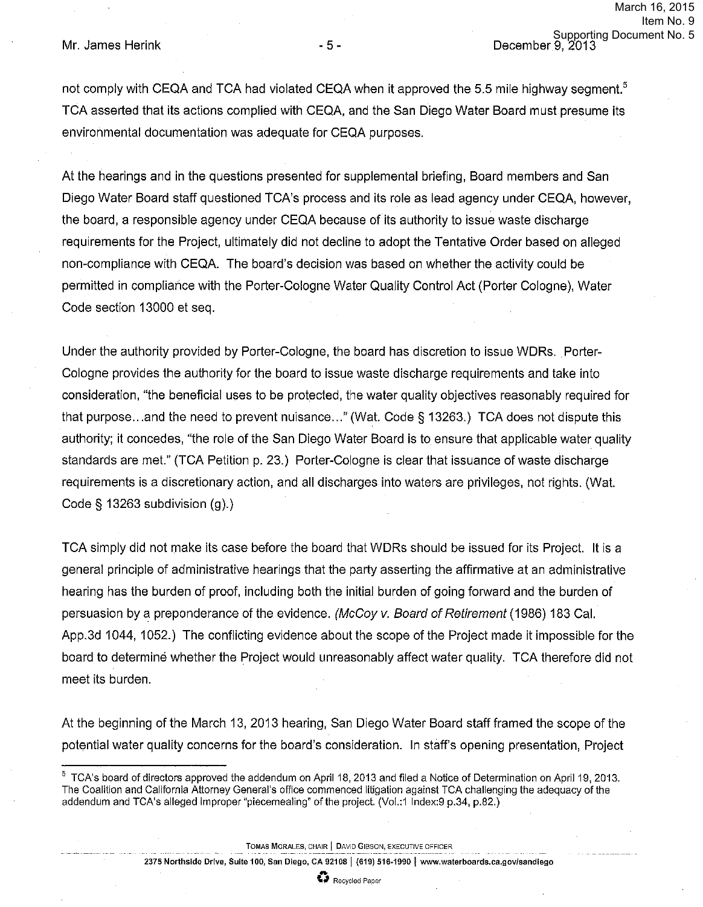not comply with CEQA and TCA had violated CEQA when it approved the 5.5 mile highway segment.[5] TCA asserted that its actions complied with CEQA, and the San Diego Water Board must presume its environmental documentation was adequate for CEQA purposes.

At the hearings and in the questions presented for supplemental briefing, Board members and San Diego Water Board staff questioned TCA's process and its role as lead agency under CEQA, however, the board, a responsible agency under CEQA because of its authority to issue waste discharge requirements for the Project, ultimately did not decline to adopt the Tentative Order based on alleged non-compliance with CEQA. The board's decision was based on whether the activity could be permitted in compliance with the Porter-Cologne Water Quality Control Act (Porter Cologne), Water Code section 13000 et seq.

Under the authority provided by Porter-Cologne, the board has discretion to issue WDRs. Porter-Cologne provides the authority for the board to issue waste discharge requirements and take into consideration, "the beneficial uses to be protected, the water quality objectives reasonably required for that purpose...and the need to prevent nuisance..." (Wat. Code § 13263.) TCA does not dispute this authority; it concedes, "the role of the San Diego Water Board is to ensure that applicable water quality standards are met." (TCA Petition p. 23.) Porter-Cologne is clear that issuance of waste discharge requirements is a discretionary action, and all discharges into waters are privileges, not rights. (Wat. Code § 13263 subdivision (g).)

TCA simply did not make its case before the board that WDRs should be issued for its Project. It is a general principle of administrative hearings that the party asserting the affirmative at an administrative hearing has the burden of proof, including both the initial burden of going forward and the burden of persuasion by a preponderance of the evidence. *(McCoy v. Board of Retirement* (1986) 183 Cal. App.3d 1044, 1052.) The conflicting evidence about the scope of the Project made it impossible for the board to determine whether the Project would unreasonably affect water quality. TCA therefore did not meet its burden.

At the beginning of the March 13, 2013 hearing, San Diego Water Board staff framed the scope of the potential water quality concerns for the board's consideration. In staff's opening presentation, Project

[5] TCA's board of directors approved the addendum on April 18, 2013 and filed a Notice of Determination on April 19, 2013. The Coalition and California Attorney General's office commenced litigation against TCA challenging the adequacy of the addendum and TCA's alleged improper "piecemealing" of the project. (Vol.:1 Index:9 p.34, p.82.)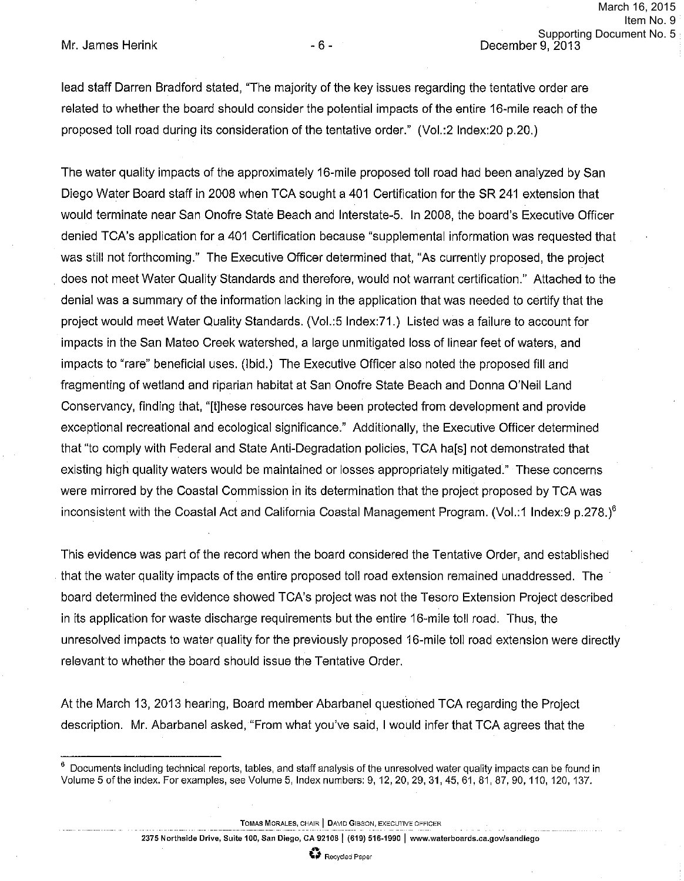lead staff Darren Bradford stated, "The majority of the key issues regarding the tentative order are related to whether the board should consider the potential impacts of the entire 16-mile reach of the proposed toll road during its consideration of the tentative order." (Vol.:2 Index:20 p.20.)

The water quality impacts of the approximately 16-mile proposed toll road had been analyzed by San Diego Water Board staff in 2008 when TCA sought a 401 Certification for the SR 241 extension that would terminate near San Onofre State Beach and Interstate-5. In 2008, the board's Executive Officer denied TCA's application for a 401 Certification because "supplemental information was requested that was still not forthcoming." The Executive Officer determined that, "As currently proposed, the project does not meet Water Quality Standards and therefore, would not warrant certification." Attached to the denial was a summary of the information lacking in the application that was needed to certify that the project would meet Water Quality Standards. (Vol.:5 Index:71.) Listed was a failure to account for impacts in the San Mateo Creek watershed, a large unmitigated loss of linear feet of waters, and impacts to "rare" beneficial uses. (Ibid.) The Executive Officer also noted the proposed fill and fragmenting of wetland and riparian habitat at San Onofre State Beach and Donna O'Neil Land Conservancy, finding that, "[t]hese resources have been protected from development and provide exceptional recreational and ecological significance." Additionally, the Executive Officer determined that "to comply with Federal and State Anti-Degradation policies, TCA ha[s] not demonstrated that existing high quality waters would be maintained or losses appropriately mitigated." These concerns were mirrored by the Coastal Commission in its determination that the project proposed by TCA was inconsistent with the Coastal Act and California Coastal Management Program. (Vol.:1 Index:9 p.278.)[6]

This evidence was part of the record when the board considered the Tentative Order, and established that the water quality impacts of the entire proposed toll road extension remained unaddressed. The board determined the evidence showed TCA's project was not the Tesoro Extension Project described in its application for waste discharge requirements but the entire 16-mile toll road. Thus, the unresolved impacts to water quality for the previously proposed 16-mile toll road extension were directly relevant to whether the board should issue the Tentative Order.

At the March 13, 2013 hearing, Board member Abarbanel questioned TCA regarding the Project description. Mr. Abarbanel asked, "From what you've said, I would infer that TCA agrees that the

---

[6] Documents including technical reports, tables, and staff analysis of the unresolved water quality impacts can be found in Volume 5 of the index. For examples, see Volume 5, Index numbers: 9, 12, 20, 29, 31, 45, 61, 81, 87, 90, 110, 120, 137.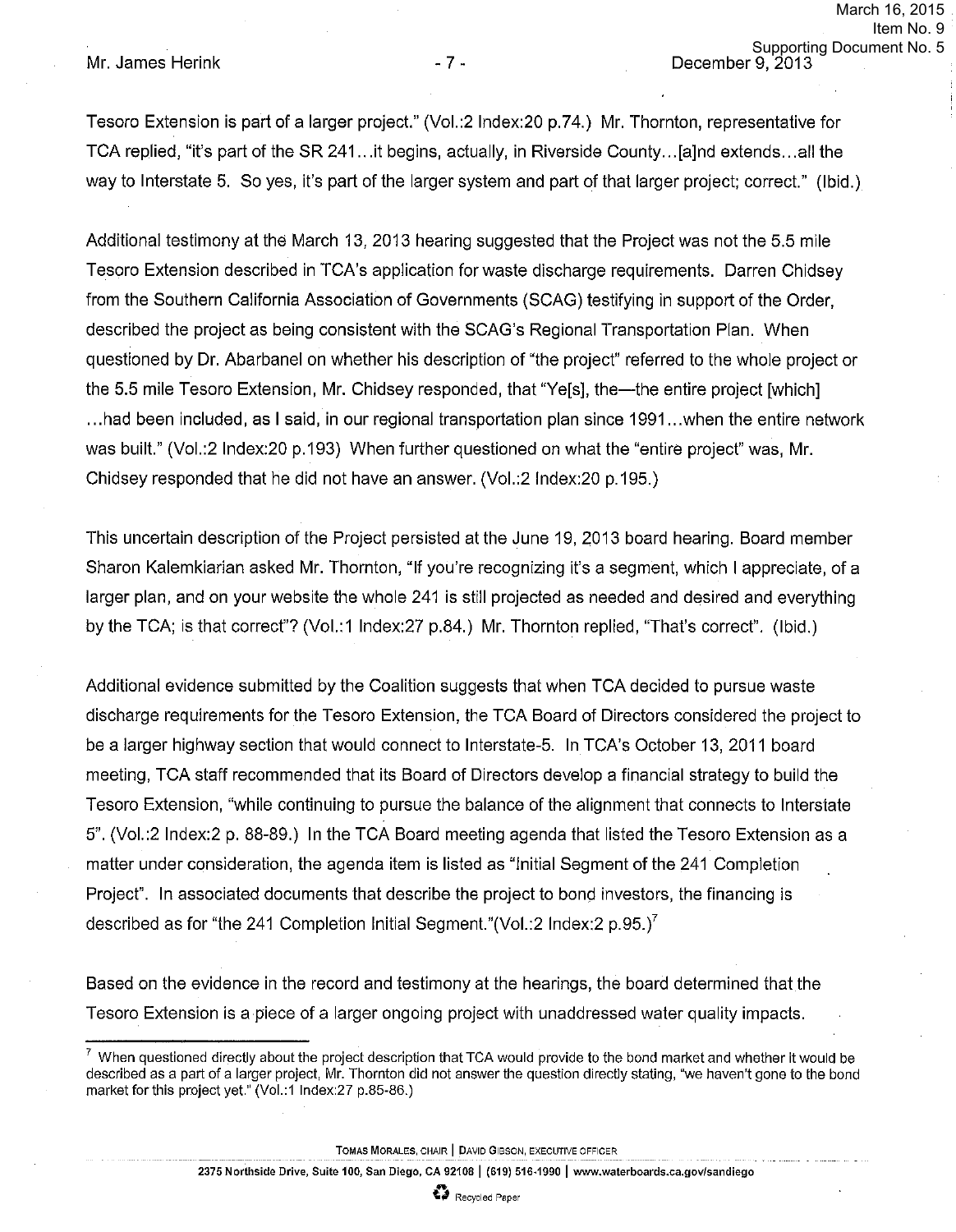Tesoro Extension is part of a larger project." (Vol.:2 Index:20 p.74.) Mr. Thornton, representative for TCA replied, "it's part of the SR 241…it begins, actually, in Riverside County…[a]nd extends…all the way to Interstate 5. So yes, it's part of the larger system and part of that larger project; correct." (Ibid.)

Additional testimony at the March 13, 2013 hearing suggested that the Project was not the 5.5 mile Tesoro Extension described in TCA's application for waste discharge requirements. Darren Chidsey from the Southern California Association of Governments (SCAG) testifying in support of the Order, described the project as being consistent with the SCAG's Regional Transportation Plan. When questioned by Dr. Abarbanel on whether his description of "the project" referred to the whole project or the 5.5 mile Tesoro Extension, Mr. Chidsey responded, that "Ye[s], the—the entire project [which] …had been included, as I said, in our regional transportation plan since 1991…when the entire network was built." (Vol.:2 Index:20 p.193) When further questioned on what the "entire project" was, Mr. Chidsey responded that he did not have an answer. (Vol.:2 Index:20 p.195.)

This uncertain description of the Project persisted at the June 19, 2013 board hearing. Board member Sharon Kalemkiarian asked Mr. Thornton, "If you're recognizing it's a segment, which I appreciate, of a larger plan, and on your website the whole 241 is still projected as needed and desired and everything by the TCA; is that correct"? (Vol.:1 Index:27 p.84.) Mr. Thornton replied, "That's correct". (Ibid.)

Additional evidence submitted by the Coalition suggests that when TCA decided to pursue waste discharge requirements for the Tesoro Extension, the TCA Board of Directors considered the project to be a larger highway section that would connect to Interstate-5. In TCA's October 13, 2011 board meeting, TCA staff recommended that its Board of Directors develop a financial strategy to build the Tesoro Extension, "while continuing to pursue the balance of the alignment that connects to Interstate 5". (Vol.:2 Index:2 p. 88-89.) In the TCA Board meeting agenda that listed the Tesoro Extension as a matter under consideration, the agenda item is listed as "Initial Segment of the 241 Completion Project". In associated documents that describe the project to bond investors, the financing is described as for "the 241 Completion Initial Segment."(Vol.:2 Index:2 p.95.)[7]

Based on the evidence in the record and testimony at the hearings, the board determined that the Tesoro Extension is a piece of a larger ongoing project with unaddressed water quality impacts.

[7] When questioned directly about the project description that TCA would provide to the bond market and whether it would be described as a part of a larger project, Mr. Thornton did not answer the question directly stating, "we haven't gone to the bond market for this project yet." (Vol.:1 Index:27 p.85-86.)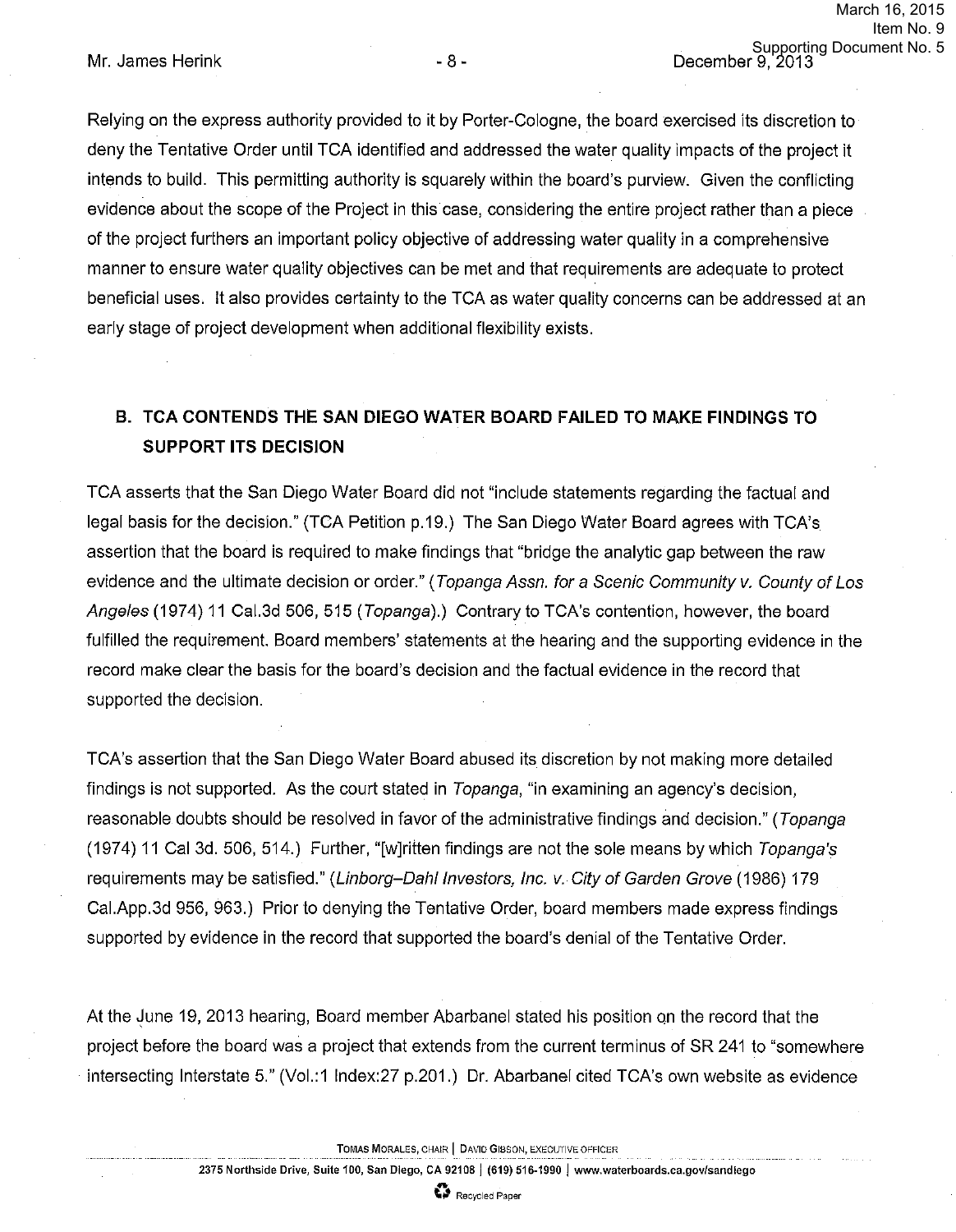Relying on the express authority provided to it by Porter-Cologne, the board exercised its discretion to deny the Tentative Order until TCA identified and addressed the water quality impacts of the project it intends to build. This permitting authority is squarely within the board's purview. Given the conflicting evidence about the scope of the Project in this case, considering the entire project rather than a piece of the project furthers an important policy objective of addressing water quality in a comprehensive manner to ensure water quality objectives can be met and that requirements are adequate to protect beneficial uses. It also provides certainty to the TCA as water quality concerns can be addressed at an early stage of project development when additional flexibility exists.

## B. TCA CONTENDS THE SAN DIEGO WATER BOARD FAILED TO MAKE FINDINGS TO SUPPORT ITS DECISION

TCA asserts that the San Diego Water Board did not "include statements regarding the factual and legal basis for the decision." (TCA Petition p.19.) The San Diego Water Board agrees with TCA's assertion that the board is required to make findings that "bridge the analytic gap between the raw evidence and the ultimate decision or order." (*Topanga Assn. for a Scenic Community v. County of Los Angeles* (1974) 11 Cal.3d 506, 515 (*Topanga*).) Contrary to TCA's contention, however, the board fulfilled the requirement. Board members' statements at the hearing and the supporting evidence in the record make clear the basis for the board's decision and the factual evidence in the record that supported the decision.

TCA's assertion that the San Diego Water Board abused its discretion by not making more detailed findings is not supported. As the court stated in *Topanga*, "in examining an agency's decision, reasonable doubts should be resolved in favor of the administrative findings and decision." (*Topanga* (1974) 11 Cal 3d. 506, 514.) Further, "[w]ritten findings are not the sole means by which *Topanga's* requirements may be satisfied." (*Linborg–Dahl Investors, Inc. v. City of Garden Grove* (1986) 179 Cal.App.3d 956, 963.) Prior to denying the Tentative Order, board members made express findings supported by evidence in the record that supported the board's denial of the Tentative Order.

At the June 19, 2013 hearing, Board member Abarbanel stated his position on the record that the project before the board was a project that extends from the current terminus of SR 241 to "somewhere intersecting Interstate 5." (Vol.:1 Index:27 p.201.) Dr. Abarbanel cited TCA's own website as evidence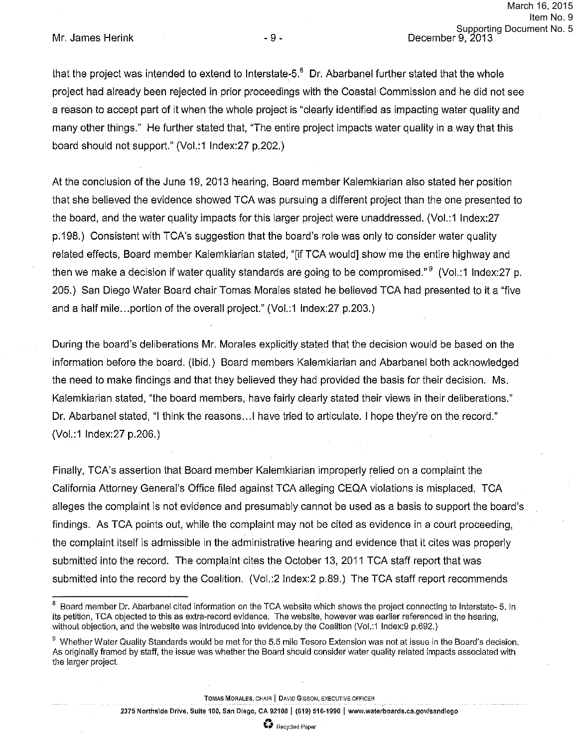that the project was intended to extend to Interstate-5.[8] Dr. Abarbanel further stated that the whole project had already been rejected in prior proceedings with the Coastal Commission and he did not see a reason to accept part of it when the whole project is "clearly identified as impacting water quality and many other things." He further stated that, "The entire project impacts water quality in a way that this board should not support." (Vol.:1 Index:27 p.202.)

At the conclusion of the June 19, 2013 hearing, Board member Kalemkiarian also stated her position that she believed the evidence showed TCA was pursuing a different project than the one presented to the board, and the water quality impacts for this larger project were unaddressed. (Vol.:1 Index:27 p.198.) Consistent with TCA's suggestion that the board's role was only to consider water quality related effects, Board member Kalemkiarian stated, "[if TCA would] show me the entire highway and then we make a decision if water quality standards are going to be compromised."[9] (Vol.:1 Index:27 p. 205.) San Diego Water Board chair Tomas Morales stated he believed TCA had presented to it a "five and a half mile…portion of the overall project." (Vol.:1 Index:27 p.203.)

During the board's deliberations Mr. Morales explicitly stated that the decision would be based on the information before the board. (Ibid.) Board members Kalemkiarian and Abarbanel both acknowledged the need to make findings and that they believed they had provided the basis for their decision. Ms. Kalemkiarian stated, "the board members, have fairly clearly stated their views in their deliberations." Dr. Abarbanel stated, "I think the reasons…I have tried to articulate. I hope they're on the record." (Vol.:1 Index:27 p.206.)

Finally, TCA's assertion that Board member Kalemkiarian improperly relied on a complaint the California Attorney General's Office filed against TCA alleging CEQA violations is misplaced. TCA alleges the complaint is not evidence and presumably cannot be used as a basis to support the board's findings. As TCA points out, while the complaint may not be cited as evidence in a court proceeding, the complaint itself is admissible in the administrative hearing and evidence that it cites was properly submitted into the record. The complaint cites the October 13, 2011 TCA staff report that was submitted into the record by the Coalition. (Vol.:2 Index:2 p.89.) The TCA staff report recommends

---

[8] Board member Dr. Abarbanel cited information on the TCA website which shows the project connecting to Interstate- 5. In its petition, TCA objected to this as extra-record evidence. The website, however was earlier referenced in the hearing, without objection, and the website was introduced into evidence by the Coalition (Vol.:1 Index:9 p.692.)

[9] Whether Water Quality Standards would be met for the 5.5 mile Tesoro Extension was not at issue in the Board's decision. As originally framed by staff, the issue was whether the Board should consider water quality related impacts associated with the larger project.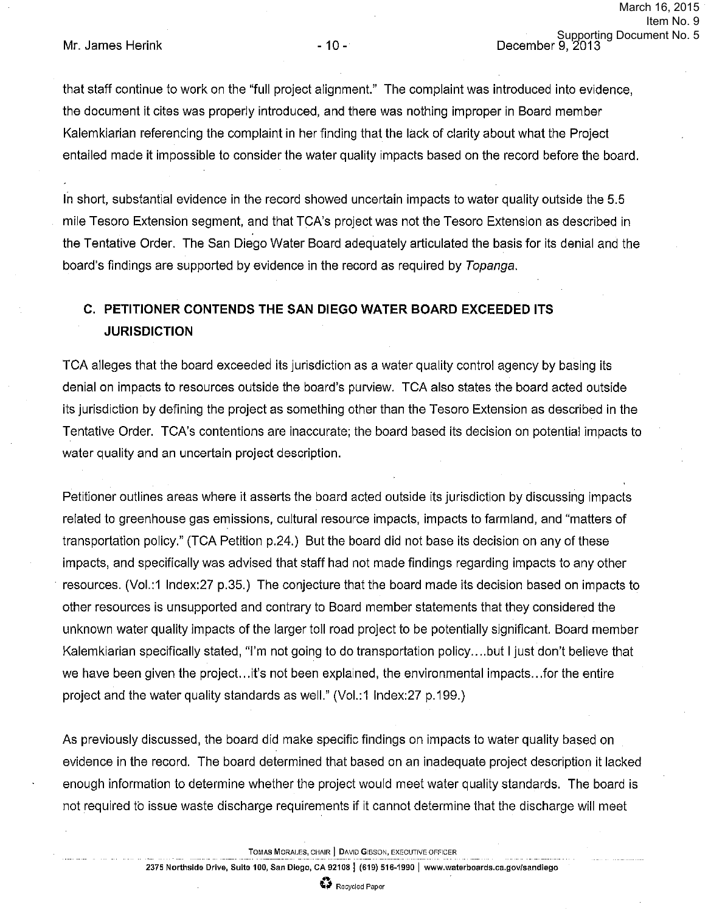that staff continue to work on the "full project alignment." The complaint was introduced into evidence, the document it cites was properly introduced, and there was nothing improper in Board member Kalemkiarian referencing the complaint in her finding that the lack of clarity about what the Project entailed made it impossible to consider the water quality impacts based on the record before the board.

In short, substantial evidence in the record showed uncertain impacts to water quality outside the 5.5 mile Tesoro Extension segment, and that TCA's project was not the Tesoro Extension as described in the Tentative Order. The San Diego Water Board adequately articulated the basis for its denial and the board's findings are supported by evidence in the record as required by *Topanga*.

## C. PETITIONER CONTENDS THE SAN DIEGO WATER BOARD EXCEEDED ITS JURISDICTION

TCA alleges that the board exceeded its jurisdiction as a water quality control agency by basing its denial on impacts to resources outside the board's purview. TCA also states the board acted outside its jurisdiction by defining the project as something other than the Tesoro Extension as described in the Tentative Order. TCA's contentions are inaccurate; the board based its decision on potential impacts to water quality and an uncertain project description.

Petitioner outlines areas where it asserts the board acted outside its jurisdiction by discussing impacts related to greenhouse gas emissions, cultural resource impacts, impacts to farmland, and "matters of transportation policy." (TCA Petition p.24.) But the board did not base its decision on any of these impacts, and specifically was advised that staff had not made findings regarding impacts to any other resources. (Vol.:1 Index:27 p.35.) The conjecture that the board made its decision based on impacts to other resources is unsupported and contrary to Board member statements that they considered the unknown water quality impacts of the larger toll road project to be potentially significant. Board member Kalemkiarian specifically stated, "I'm not going to do transportation policy....but I just don't believe that we have been given the project...it's not been explained, the environmental impacts...for the entire project and the water quality standards as well." (Vol.:1 Index:27 p.199.)

As previously discussed, the board did make specific findings on impacts to water quality based on evidence in the record. The board determined that based on an inadequate project description it lacked enough information to determine whether the project would meet water quality standards. The board is not required to issue waste discharge requirements if it cannot determine that the discharge will meet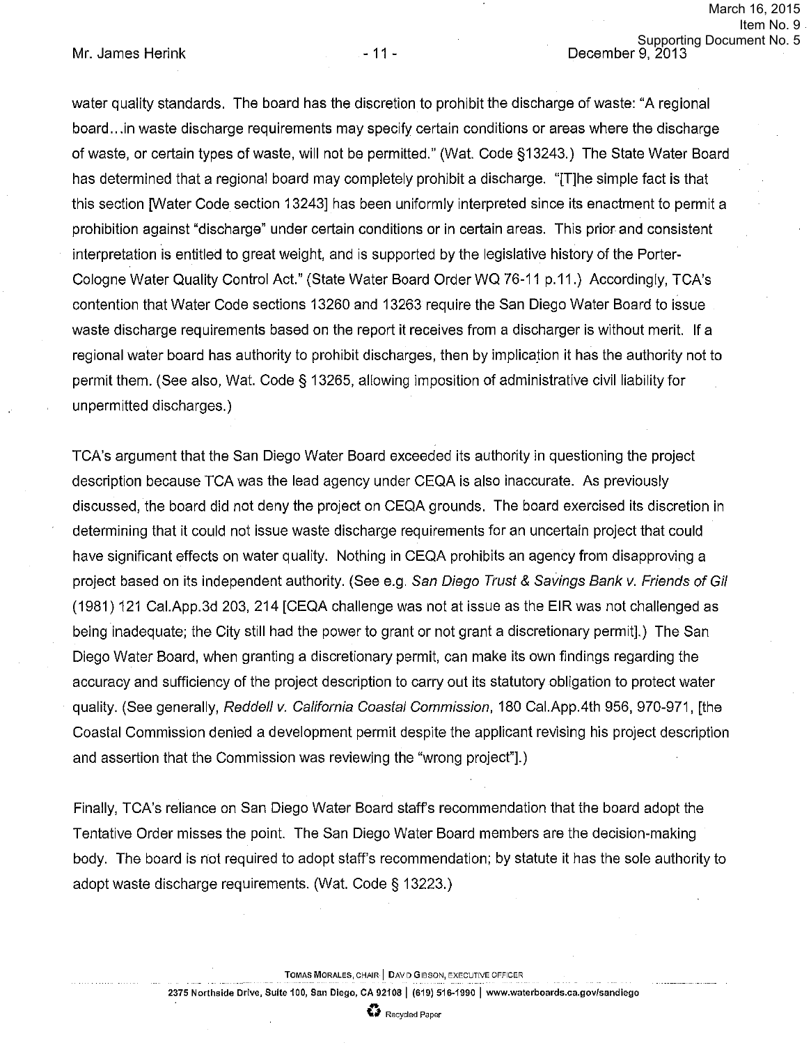water quality standards. The board has the discretion to prohibit the discharge of waste: "A regional board…in waste discharge requirements may specify certain conditions or areas where the discharge of waste, or certain types of waste, will not be permitted." (Wat. Code §13243.) The State Water Board has determined that a regional board may completely prohibit a discharge. "[T]he simple fact is that this section [Water Code section 13243] has been uniformly interpreted since its enactment to permit a prohibition against "discharge" under certain conditions or in certain areas. This prior and consistent interpretation is entitled to great weight, and is supported by the legislative history of the Porter-Cologne Water Quality Control Act." (State Water Board Order WQ 76-11 p.11.) Accordingly, TCA's contention that Water Code sections 13260 and 13263 require the San Diego Water Board to issue waste discharge requirements based on the report it receives from a discharger is without merit. If a regional water board has authority to prohibit discharges, then by implication it has the authority not to permit them. (See also, Wat. Code § 13265, allowing imposition of administrative civil liability for unpermitted discharges.)

TCA's argument that the San Diego Water Board exceeded its authority in questioning the project description because TCA was the lead agency under CEQA is also inaccurate. As previously discussed, the board did not deny the project on CEQA grounds. The board exercised its discretion in determining that it could not issue waste discharge requirements for an uncertain project that could have significant effects on water quality. Nothing in CEQA prohibits an agency from disapproving a project based on its independent authority. (See e.g. *San Diego Trust & Savings Bank v. Friends of Gil* (1981) 121 Cal.App.3d 203, 214 [CEQA challenge was not at issue as the EIR was not challenged as being inadequate; the City still had the power to grant or not grant a discretionary permit].) The San Diego Water Board, when granting a discretionary permit, can make its own findings regarding the accuracy and sufficiency of the project description to carry out its statutory obligation to protect water quality. (See generally, *Reddell v. California Coastal Commission*, 180 Cal.App.4th 956, 970-971, [the Coastal Commission denied a development permit despite the applicant revising his project description and assertion that the Commission was reviewing the "wrong project"].)

Finally, TCA's reliance on San Diego Water Board staff's recommendation that the board adopt the Tentative Order misses the point. The San Diego Water Board members are the decision-making body. The board is not required to adopt staff's recommendation; by statute it has the sole authority to adopt waste discharge requirements. (Wat. Code § 13223.)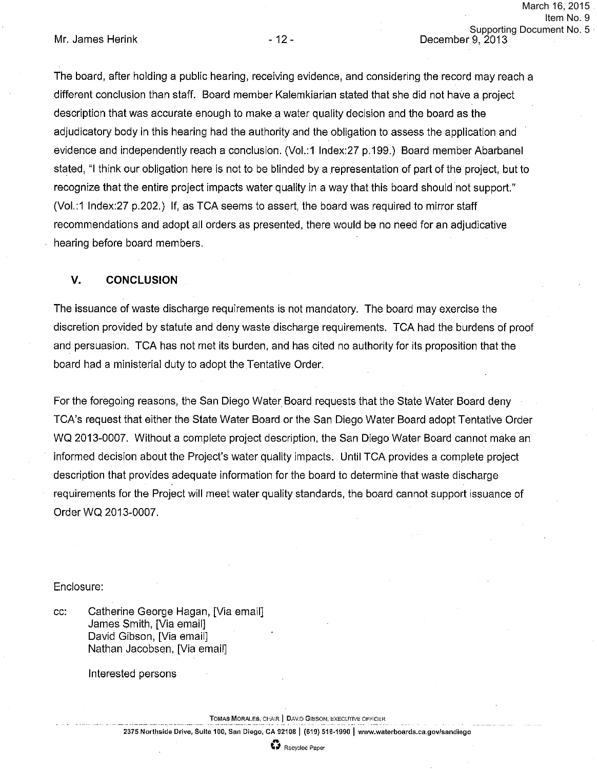The board, after holding a public hearing, receiving evidence, and considering the record may reach a different conclusion than staff. Board member Kalemkiarian stated that she did not have a project description that was accurate enough to make a water quality decision and the board as the adjudicatory body in this hearing had the authority and the obligation to assess the application and evidence and independently reach a conclusion. (Vol.:1 Index:27 p.199.) Board member Abarbanel stated, "I think our obligation here is not to be blinded by a representation of part of the project, but to recognize that the entire project impacts water quality in a way that this board should not support." (Vol.:1 Index:27 p.202.) If, as TCA seems to assert, the board was required to mirror staff recommendations and adopt all orders as presented, there would be no need for an adjudicative hearing before board members.

## V. CONCLUSION

The issuance of waste discharge requirements is not mandatory. The board may exercise the discretion provided by statute and deny waste discharge requirements. TCA had the burdens of proof and persuasion. TCA has not met its burden, and has cited no authority for its proposition that the board had a ministerial duty to adopt the Tentative Order.

For the foregoing reasons, the San Diego Water Board requests that the State Water Board deny TCA's request that either the State Water Board or the San Diego Water Board adopt Tentative Order WQ 2013-0007. Without a complete project description, the San Diego Water Board cannot make an informed decision about the Project's water quality impacts. Until TCA provides a complete project description that provides adequate information for the board to determine that waste discharge requirements for the Project will meet water quality standards, the board cannot support issuance of Order WQ 2013-0007.

Enclosure:

cc: Catherine George Hagan, [Via email]
James Smith, [Via email]
David Gibson, [Via email]
Nathan Jacobsen, [Via email]

Interested persons

TOMAS MORALES, CHAIR | DAVID GIBSON, EXECUTIVE OFFICER

2375 Northside Drive, Suite 100, San Diego, CA 92108 | (619) 516-1990 | www.waterboards.ca.gov/sandiego

Recycled Paper